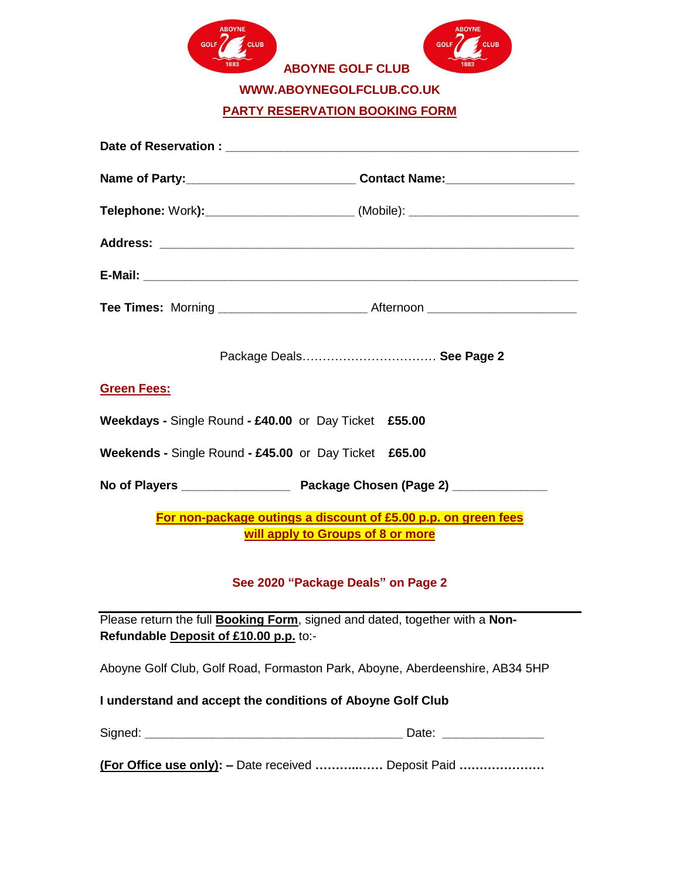# ABOYNE GOLF CLUB

**WWW.ABOYNEGOLFCLUB.CO.UK**

## PARTY RESERVATION BOOKING FORM

**Date of Reservation :** ______________________________________________

**Name of Party:**_______________________ **Contact Name:**_________________

**Telephone:** Work**):**____________________ (Mobile): _______________________

**Address:** ______________________________________________________

**E-Mail:** _______________________________________________________

**Tee Times:** Morning ____________________ Afternoon ____________________

Package Deals…………………………… **See Page 2**

**Green Fees:**

**Weekdays -** Single Round **- £40.00** or Day Ticket **£55.00**

**Weekends -** Single Round **- £45.00** or Day Ticket **£65.00**

**No of Players** ______________ **Package Chosen (Page 2)** ____________

**For non-package outings a discount of £5.00 p.p. on green fees will apply to Groups of 8 or more**

**See 2020 "Package Deals" on Page 2**

---

Please return the full **Booking Form**, signed and dated, together with a **Non-Refundable Deposit of £10.00 p.p.** to:-

Aboyne Golf Club, Golf Road, Formaston Park, Aboyne, Aberdeenshire, AB34 5HP

**I understand and accept the conditions of Aboyne Golf Club**

Signed: ___________________________________ Date: ______________

**(For Office use only): –** Date received **…………..……** Deposit Paid **…………………**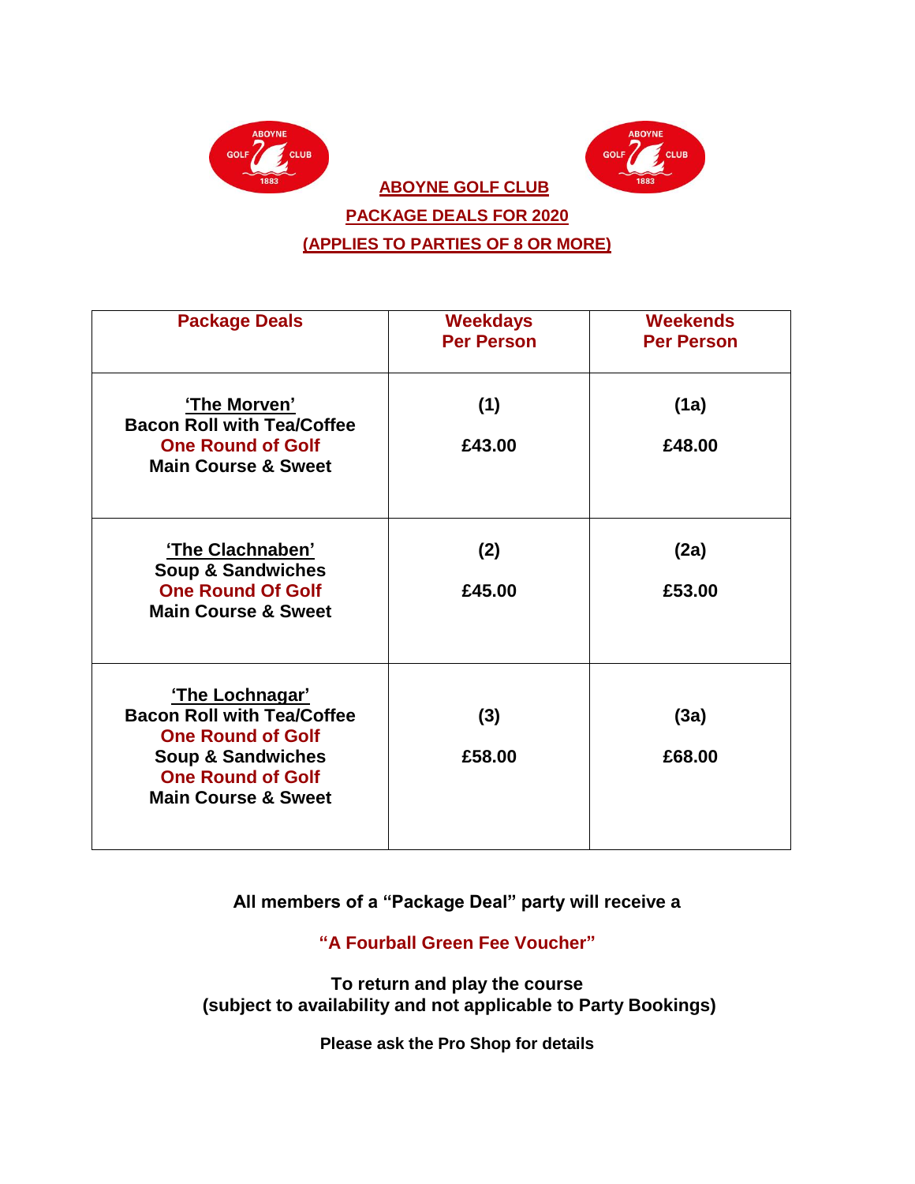ABOYNE GOLF CLUB

## ABOYNE GOLF CLUB

## PACKAGE DEALS FOR 2020

## (APPLIES TO PARTIES OF 8 OR MORE)

| Package Deals | Weekdays Per Person | Weekends Per Person |
|---|---|---|
| **'The Morven'**<br>Bacon Roll with Tea/Coffee<br>One Round of Golf<br>Main Course & Sweet | (1)<br>£43.00 | (1a)<br>£48.00 |
| **'The Clachnaben'**<br>Soup & Sandwiches<br>One Round Of Golf<br>Main Course & Sweet | (2)<br>£45.00 | (2a)<br>£53.00 |
| **'The Lochnagar'**<br>Bacon Roll with Tea/Coffee<br>One Round of Golf<br>Soup & Sandwiches<br>One Round of Golf<br>Main Course & Sweet | (3)<br>£58.00 | (3a)<br>£68.00 |

**All members of a "Package Deal" party will receive a**

**"A Fourball Green Fee Voucher"**

**To return and play the course**
**(subject to availability and not applicable to Party Bookings)**

**Please ask the Pro Shop for details**